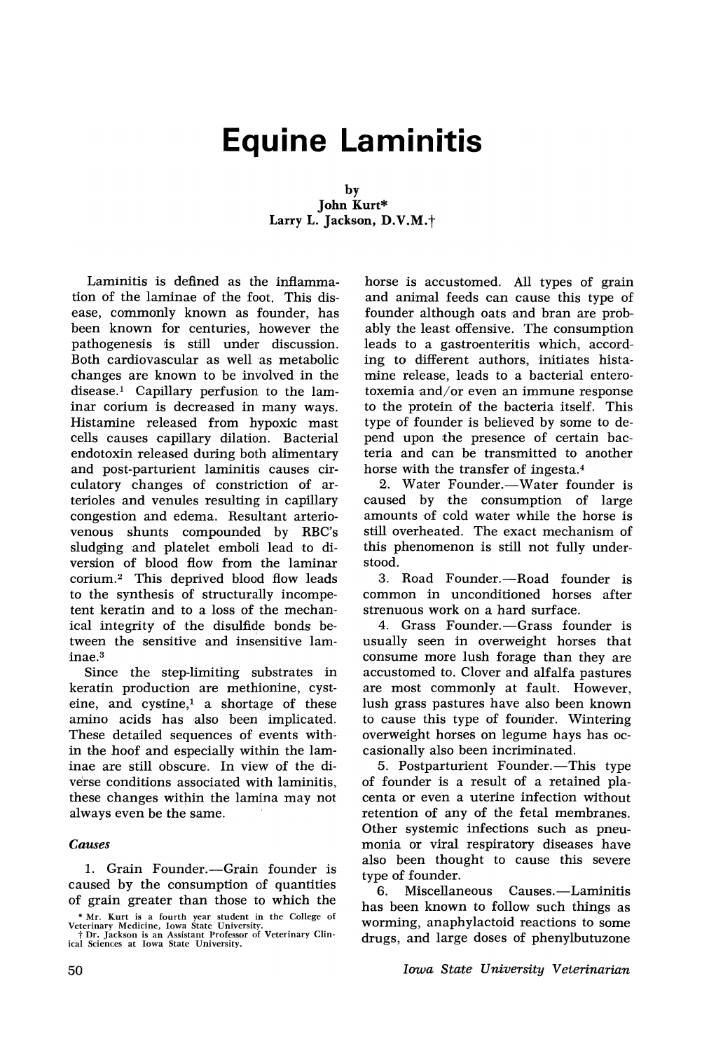# Equine Laminitis

by
John Kurt*
Larry L. Jackson, D.V.M.†

Laminitis is defined as the inflammation of the laminae of the foot. This disease, commonly known as founder, has been known for centuries, however the pathogenesis is still under discussion. Both cardiovascular as well as metabolic changes are known to be involved in the disease.[1] Capillary perfusion to the laminar corium is decreased in many ways. Histamine released from hypoxic mast cells causes capillary dilation. Bacterial endotoxin released during both alimentary and post-parturient laminitis causes circulatory changes of constriction of arterioles and venules resulting in capillary congestion and edema. Resultant arteriovenous shunts compounded by RBC's sludging and platelet emboli lead to diversion of blood flow from the laminar corium.[2] This deprived blood flow leads to the synthesis of structurally incompetent keratin and to a loss of the mechanical integrity of the disulfide bonds between the sensitive and insensitive laminae.[3]

Since the step-limiting substrates in keratin production are methionine, cysteine, and cystine,[1] a shortage of these amino acids has also been implicated. These detailed sequences of events within the hoof and especially within the laminae are still obscure. In view of the diverse conditions associated with laminitis, these changes within the lamina may not always even be the same.

### *Causes*

1. Grain Founder.—Grain founder is caused by the consumption of quantities of grain greater than those to which the horse is accustomed. All types of grain and animal feeds can cause this type of founder although oats and bran are probably the least offensive. The consumption leads to a gastroenteritis which, according to different authors, initiates histamine release, leads to a bacterial enterotoxemia and/or even an immune response to the protein of the bacteria itself. This type of founder is believed by some to depend upon the presence of certain bacteria and can be transmitted to another horse with the transfer of ingesta.[4]

2. Water Founder.—Water founder is caused by the consumption of large amounts of cold water while the horse is still overheated. The exact mechanism of this phenomenon is still not fully understood.

3. Road Founder.—Road founder is common in unconditioned horses after strenuous work on a hard surface.

4. Grass Founder.—Grass founder is usually seen in overweight horses that consume more lush forage than they are accustomed to. Clover and alfalfa pastures are most commonly at fault. However, lush grass pastures have also been known to cause this type of founder. Wintering overweight horses on legume hays has occasionally also been incriminated.

5. Postparturient Founder.—This type of founder is a result of a retained placenta or even a uterine infection without retention of any of the fetal membranes. Other systemic infections such as pneumonia or viral respiratory diseases have also been thought to cause this severe type of founder.

6. Miscellaneous Causes.—Laminitis has been known to follow such things as worming, anaphylactoid reactions to some drugs, and large doses of phenylbutuzone

---

\* Mr. Kurt is a fourth year student in the College of Veterinary Medicine, Iowa State University.

† Dr. Jackson is an Assistant Professor of Veterinary Clinical Sciences at Iowa State University.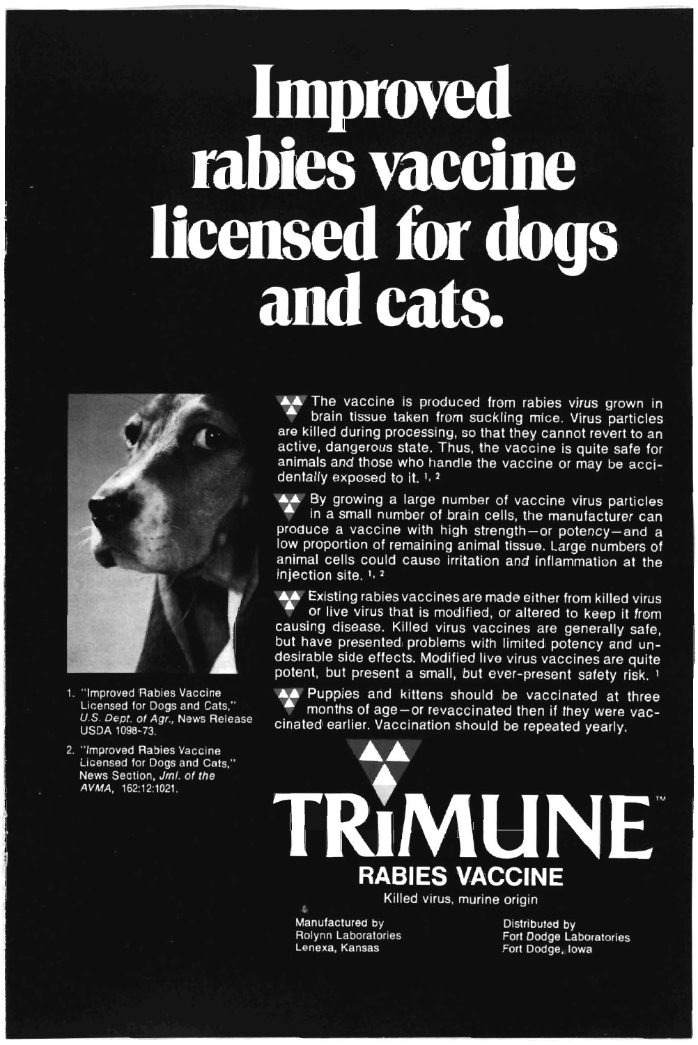# Improved rabies vaccine licensed for dogs and cats.

The vaccine is produced from rabies virus grown in brain tissue taken from suckling mice. Virus particles are killed during processing, so that they cannot revert to an active, dangerous state. Thus, the vaccine is quite safe for animals and those who handle the vaccine or may be accidentally exposed to it. [1,2]

By growing a large number of vaccine virus particles in a small number of brain cells, the manufacturer can produce a vaccine with high strength—or potency—and a low proportion of remaining animal tissue. Large numbers of animal cells could cause irritation and inflammation at the injection site. [1,2]

Existing rabies vaccines are made either from killed virus or live virus that is modified, or altered to keep it from causing disease. Killed virus vaccines are generally safe, but have presented problems with limited potency and undesirable side effects. Modified live virus vaccines are quite potent, but present a small, but ever-present safety risk. [1]

Puppies and kittens should be vaccinated at three months of age—or revaccinated then if they were vaccinated earlier. Vaccination should be repeated yearly.

1. "Improved Rabies Vaccine Licensed for Dogs and Cats," *U.S. Dept. of Agr.*, News Release USDA 1098-73.
2. "Improved Rabies Vaccine Licensed for Dogs and Cats," News Section, *Jrnl. of the AVMA*, 162:12:1021.

**TRiMUNE™**

**RABIES VACCINE**

Killed virus, murine origin

Manufactured by
Rolynn Laboratories
Lenexa, Kansas

Distributed by
Fort Dodge Laboratories
Fort Dodge, Iowa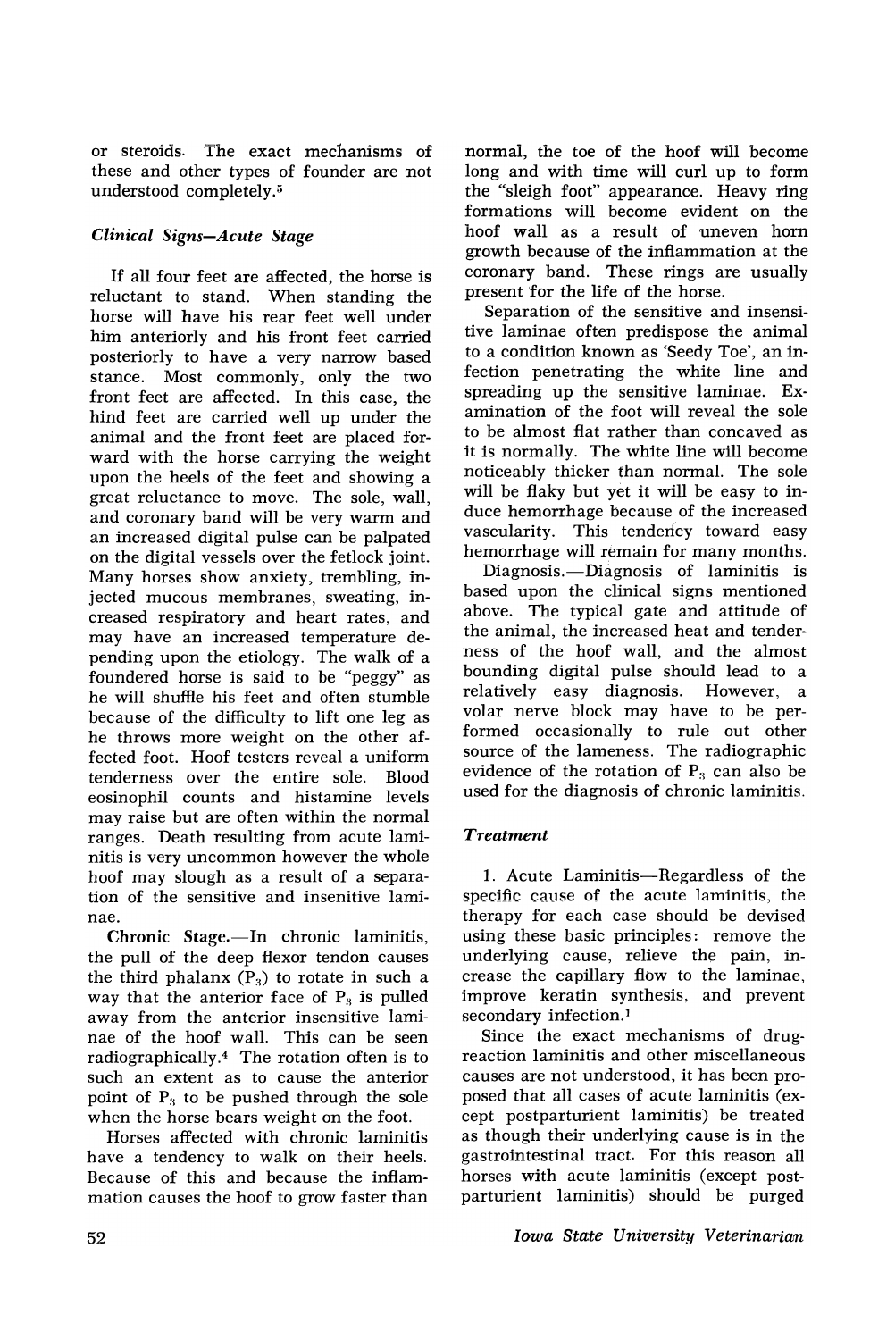or steroids. The exact mechanisms of these and other types of founder are not understood completely.[5]

### *Clinical Signs—Acute Stage*

If all four feet are affected, the horse is reluctant to stand. When standing the horse will have his rear feet well under him anteriorly and his front feet carried posteriorly to have a very narrow based stance. Most commonly, only the two front feet are affected. In this case, the hind feet are carried well up under the animal and the front feet are placed forward with the horse carrying the weight upon the heels of the feet and showing a great reluctance to move. The sole, wall, and coronary band will be very warm and an increased digital pulse can be palpated on the digital vessels over the fetlock joint. Many horses show anxiety, trembling, injected mucous membranes, sweating, increased respiratory and heart rates, and may have an increased temperature depending upon the etiology. The walk of a foundered horse is said to be "peggy" as he will shuffle his feet and often stumble because of the difficulty to lift one leg as he throws more weight on the other affected foot. Hoof testers reveal a uniform tenderness over the entire sole. Blood eosinophil counts and histamine levels may raise but are often within the normal ranges. Death resulting from acute laminitis is very uncommon however the whole hoof may slough as a result of a separation of the sensitive and insenitive laminae.

**Chronic Stage.**—In chronic laminitis, the pull of the deep flexor tendon causes the third phalanx ($P_3$) to rotate in such a way that the anterior face of $P_3$ is pulled away from the anterior insensitive laminae of the hoof wall. This can be seen radiographically.[4] The rotation often is to such an extent as to cause the anterior point of $P_3$ to be pushed through the sole when the horse bears weight on the foot.

Horses affected with chronic laminitis have a tendency to walk on their heels. Because of this and because the inflammation causes the hoof to grow faster than normal, the toe of the hoof will become long and with time will curl up to form the "sleigh foot" appearance. Heavy ring formations will become evident on the hoof wall as a result of uneven horn growth because of the inflammation at the coronary band. These rings are usually present for the life of the horse.

Separation of the sensitive and insensitive laminae often predispose the animal to a condition known as 'Seedy Toe', an infection penetrating the white line and spreading up the sensitive laminae. Examination of the foot will reveal the sole to be almost flat rather than concaved as it is normally. The white line will become noticeably thicker than normal. The sole will be flaky but yet it will be easy to induce hemorrhage because of the increased vascularity. This tendency toward easy hemorrhage will remain for many months.

Diagnosis.—Diagnosis of laminitis is based upon the clinical signs mentioned above. The typical gate and attitude of the animal, the increased heat and tenderness of the hoof wall, and the almost bounding digital pulse should lead to a relatively easy diagnosis. However, a volar nerve block may have to be performed occasionally to rule out other source of the lameness. The radiographic evidence of the rotation of $P_3$ can also be used for the diagnosis of chronic laminitis.

### *Treatment*

1. Acute Laminitis—Regardless of the specific cause of the acute laminitis, the therapy for each case should be devised using these basic principles: remove the underlying cause, relieve the pain, increase the capillary flow to the laminae, improve keratin synthesis, and prevent secondary infection.[1]

Since the exact mechanisms of drug-reaction laminitis and other miscellaneous causes are not understood, it has been proposed that all cases of acute laminitis (except postparturient laminitis) be treated as though their underlying cause is in the gastrointestinal tract. For this reason all horses with acute laminitis (except postparturient laminitis) should be purged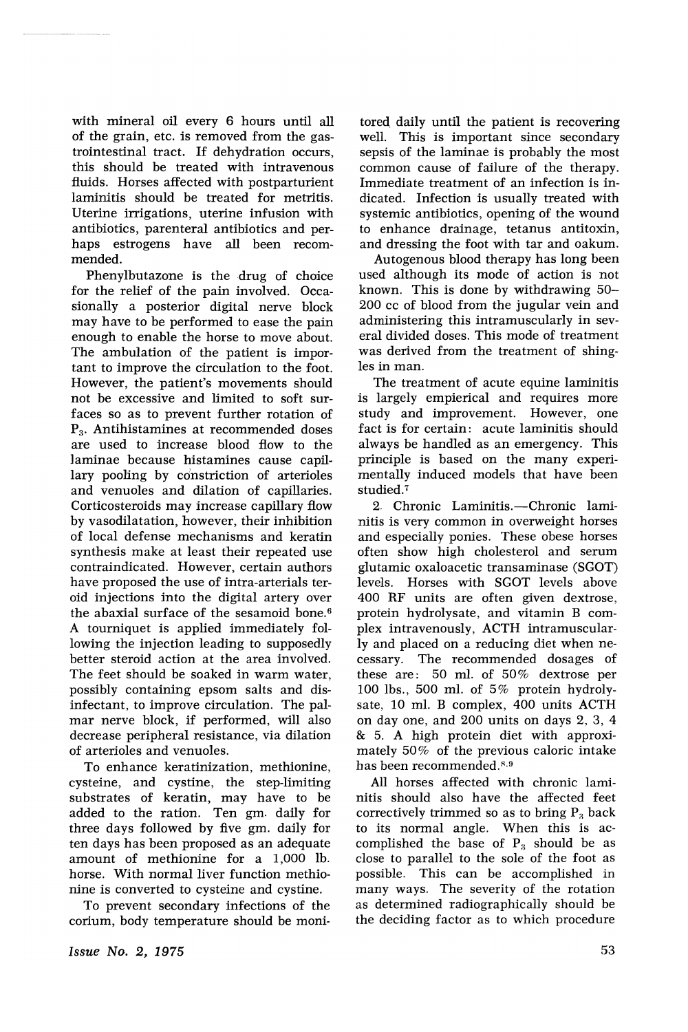with mineral oil every 6 hours until all of the grain, etc. is removed from the gastrointestinal tract. If dehydration occurs, this should be treated with intravenous fluids. Horses affected with postparturient laminitis should be treated for metritis. Uterine irrigations, uterine infusion with antibiotics, parenteral antibiotics and perhaps estrogens have all been recommended.

Phenylbutazone is the drug of choice for the relief of the pain involved. Occasionally a posterior digital nerve block may have to be performed to ease the pain enough to enable the horse to move about. The ambulation of the patient is important to improve the circulation to the foot. However, the patient's movements should not be excessive and limited to soft surfaces so as to prevent further rotation of $P_3$. Antihistamines at recommended doses are used to increase blood flow to the laminae because histamines cause capillary pooling by constriction of arterioles and venuoles and dilation of capillaries. Corticosteroids may increase capillary flow by vasodilatation, however, their inhibition of local defense mechanisms and keratin synthesis make at least their repeated use contraindicated. However, certain authors have proposed the use of intra-arterial steroid injections into the digital artery over the abaxial surface of the sesamoid bone.[6] A tourniquet is applied immediately following the injection leading to supposedly better steroid action at the area involved. The feet should be soaked in warm water, possibly containing epsom salts and disinfectant, to improve circulation. The palmar nerve block, if performed, will also decrease peripheral resistance, via dilation of arterioles and venuoles.

To enhance keratinization, methionine, cysteine, and cystine, the step-limiting substrates of keratin, may have to be added to the ration. Ten gm. daily for three days followed by five gm. daily for ten days has been proposed as an adequate amount of methionine for a 1,000 lb. horse. With normal liver function methionine is converted to cysteine and cystine.

To prevent secondary infections of the corium, body temperature should be monitored daily until the patient is recovering well. This is important since secondary sepsis of the laminae is probably the most common cause of failure of the therapy. Immediate treatment of an infection is indicated. Infection is usually treated with systemic antibiotics, opening of the wound to enhance drainage, tetanus antitoxin, and dressing the foot with tar and oakum.

Autogenous blood therapy has long been used although its mode of action is not known. This is done by withdrawing 50–200 cc of blood from the jugular vein and administering this intramuscularly in several divided doses. This mode of treatment was derived from the treatment of shingles in man.

The treatment of acute equine laminitis is largely empierical and requires more study and improvement. However, one fact is for certain: acute laminitis should always be handled as an emergency. This principle is based on the many experimentally induced models that have been studied.[7]

2. Chronic Laminitis.—Chronic laminitis is very common in overweight horses and especially ponies. These obese horses often show high cholesterol and serum glutamic oxaloacetic transaminase (SGOT) levels. Horses with SGOT levels above 400 RF units are often given dextrose, protein hydrolysate, and vitamin B complex intravenously, ACTH intramuscularly and placed on a reducing diet when necessary. The recommended dosages of these are: 50 ml. of 50% dextrose per 100 lbs., 500 ml. of 5% protein hydrolysate, 10 ml. B complex, 400 units ACTH on day one, and 200 units on days 2, 3, 4 & 5. A high protein diet with approximately 50% of the previous caloric intake has been recommended.[8,9]

All horses affected with chronic laminitis should also have the affected feet correctively trimmed so as to bring $P_3$ back to its normal angle. When this is accomplished the base of $P_3$ should be as close to parallel to the sole of the foot as possible. This can be accomplished in many ways. The severity of the rotation as determined radiographically should be the deciding factor as to which procedure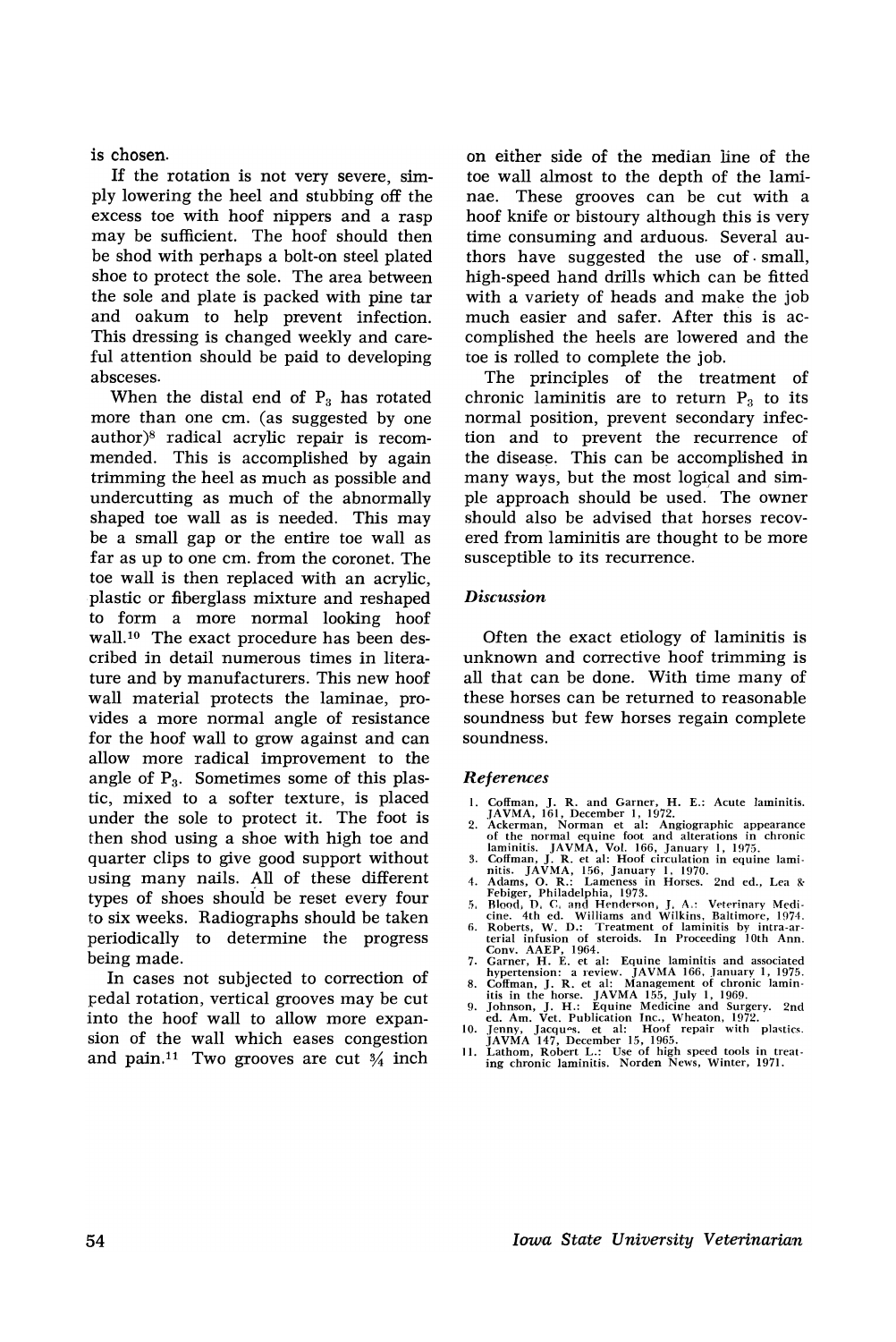is chosen.

If the rotation is not very severe, simply lowering the heel and stubbing off the excess toe with hoof nippers and a rasp may be sufficient. The hoof should then be shod with perhaps a bolt-on steel plated shoe to protect the sole. The area between the sole and plate is packed with pine tar and oakum to help prevent infection. This dressing is changed weekly and careful attention should be paid to developing absceses.

When the distal end of $P_3$ has rotated more than one cm. (as suggested by one author)[8] radical acrylic repair is recommended. This is accomplished by again trimming the heel as much as possible and undercutting as much of the abnormally shaped toe wall as is needed. This may be a small gap or the entire toe wall as far as up to one cm. from the coronet. The toe wall is then replaced with an acrylic, plastic or fiberglass mixture and reshaped to form a more normal looking hoof wall.[10] The exact procedure has been described in detail numerous times in literature and by manufacturers. This new hoof wall material protects the laminae, provides a more normal angle of resistance for the hoof wall to grow against and can allow more radical improvement to the angle of $P_3$. Sometimes some of this plastic, mixed to a softer texture, is placed under the sole to protect it. The foot is then shod using a shoe with high toe and quarter clips to give good support without using many nails. All of these different types of shoes should be reset every four to six weeks. Radiographs should be taken periodically to determine the progress being made.

In cases not subjected to correction of pedal rotation, vertical grooves may be cut into the hoof wall to allow more expansion of the wall which eases congestion and pain.[11] Two grooves are cut ¾ inch on either side of the median line of the toe wall almost to the depth of the laminae. These grooves can be cut with a hoof knife or bistoury although this is very time consuming and arduous. Several authors have suggested the use of small, high-speed hand drills which can be fitted with a variety of heads and make the job much easier and safer. After this is accomplished the heels are lowered and the toe is rolled to complete the job.

The principles of the treatment of chronic laminitis are to return $P_3$ to its normal position, prevent secondary infection and to prevent the recurrence of the disease. This can be accomplished in many ways, but the most logical and simple approach should be used. The owner should also be advised that horses recovered from laminitis are thought to be more susceptible to its recurrence.

### *Discussion*

Often the exact etiology of laminitis is unknown and corrective hoof trimming is all that can be done. With time many of these horses can be returned to reasonable soundness but few horses regain complete soundness.

### *References*

1. Coffman, J. R. and Garner, H. E.: Acute laminitis. JAVMA, 161, December 1, 1972.
2. Ackerman, Norman et al: Angiographic appearance of the normal equine foot and alterations in chronic laminitis. JAVMA, Vol. 166, January 1, 1975.
3. Coffman, J. R. et al: Hoof circulation in equine laminitis. JAVMA, 156, January 1, 1970.
4. Adams, O. R.: Lameness in Horses. 2nd ed., Lea & Febiger, Philadelphia, 1973.
5. Blood, D. C. and Henderson, J. A.: Veterinary Medicine. 4th ed. Williams and Wilkins, Baltimore, 1974.
6. Roberts, W. D.: Treatment of laminitis by intra-arterial infusion of steroids. In Proceeding 10th Ann. Conv. AAEP, 1964.
7. Garner, H. E. et al: Equine laminitis and associated hypertension: a review. JAVMA 166, January 1, 1975.
8. Coffman, J. R. et al: Management of chronic laminitis in the horse. JAVMA 155, July 1, 1969.
9. Johnson, J. H.: Equine Medicine and Surgery. 2nd ed. Am. Vet. Publication Inc., Wheaton, 1972.
10. Jenny, Jacques. et al: Hoof repair with plastics. JAVMA 147, December 15, 1965.
11. Lathom, Robert L.: Use of high speed tools in treating chronic laminitis. Norden News, Winter, 1971.